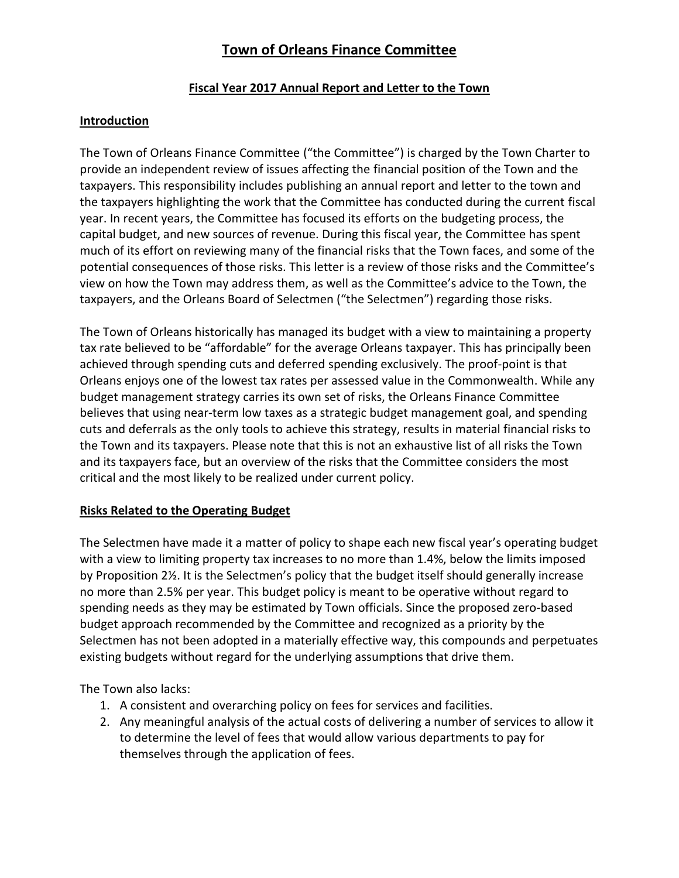# Town of Orleans Finance Committee

## Fiscal Year 2017 Annual Report and Letter to the Town

### Introduction

The Town of Orleans Finance Committee ("the Committee") is charged by the Town Charter to provide an independent review of issues affecting the financial position of the Town and the taxpayers. This responsibility includes publishing an annual report and letter to the town and the taxpayers highlighting the work that the Committee has conducted during the current fiscal year. In recent years, the Committee has focused its efforts on the budgeting process, the capital budget, and new sources of revenue. During this fiscal year, the Committee has spent much of its effort on reviewing many of the financial risks that the Town faces, and some of the potential consequences of those risks. This letter is a review of those risks and the Committee's view on how the Town may address them, as well as the Committee's advice to the Town, the taxpayers, and the Orleans Board of Selectmen ("the Selectmen") regarding those risks.

The Town of Orleans historically has managed its budget with a view to maintaining a property tax rate believed to be "affordable" for the average Orleans taxpayer. This has principally been achieved through spending cuts and deferred spending exclusively. The proof-point is that Orleans enjoys one of the lowest tax rates per assessed value in the Commonwealth. While any budget management strategy carries its own set of risks, the Orleans Finance Committee believes that using near-term low taxes as a strategic budget management goal, and spending cuts and deferrals as the only tools to achieve this strategy, results in material financial risks to the Town and its taxpayers. Please note that this is not an exhaustive list of all risks the Town and its taxpayers face, but an overview of the risks that the Committee considers the most critical and the most likely to be realized under current policy.

### Risks Related to the Operating Budget

The Selectmen have made it a matter of policy to shape each new fiscal year's operating budget with a view to limiting property tax increases to no more than 1.4%, below the limits imposed by Proposition 2½. It is the Selectmen's policy that the budget itself should generally increase no more than 2.5% per year. This budget policy is meant to be operative without regard to spending needs as they may be estimated by Town officials. Since the proposed zero-based budget approach recommended by the Committee and recognized as a priority by the Selectmen has not been adopted in a materially effective way, this compounds and perpetuates existing budgets without regard for the underlying assumptions that drive them.

The Town also lacks:

1. A consistent and overarching policy on fees for services and facilities.
2. Any meaningful analysis of the actual costs of delivering a number of services to allow it to determine the level of fees that would allow various departments to pay for themselves through the application of fees.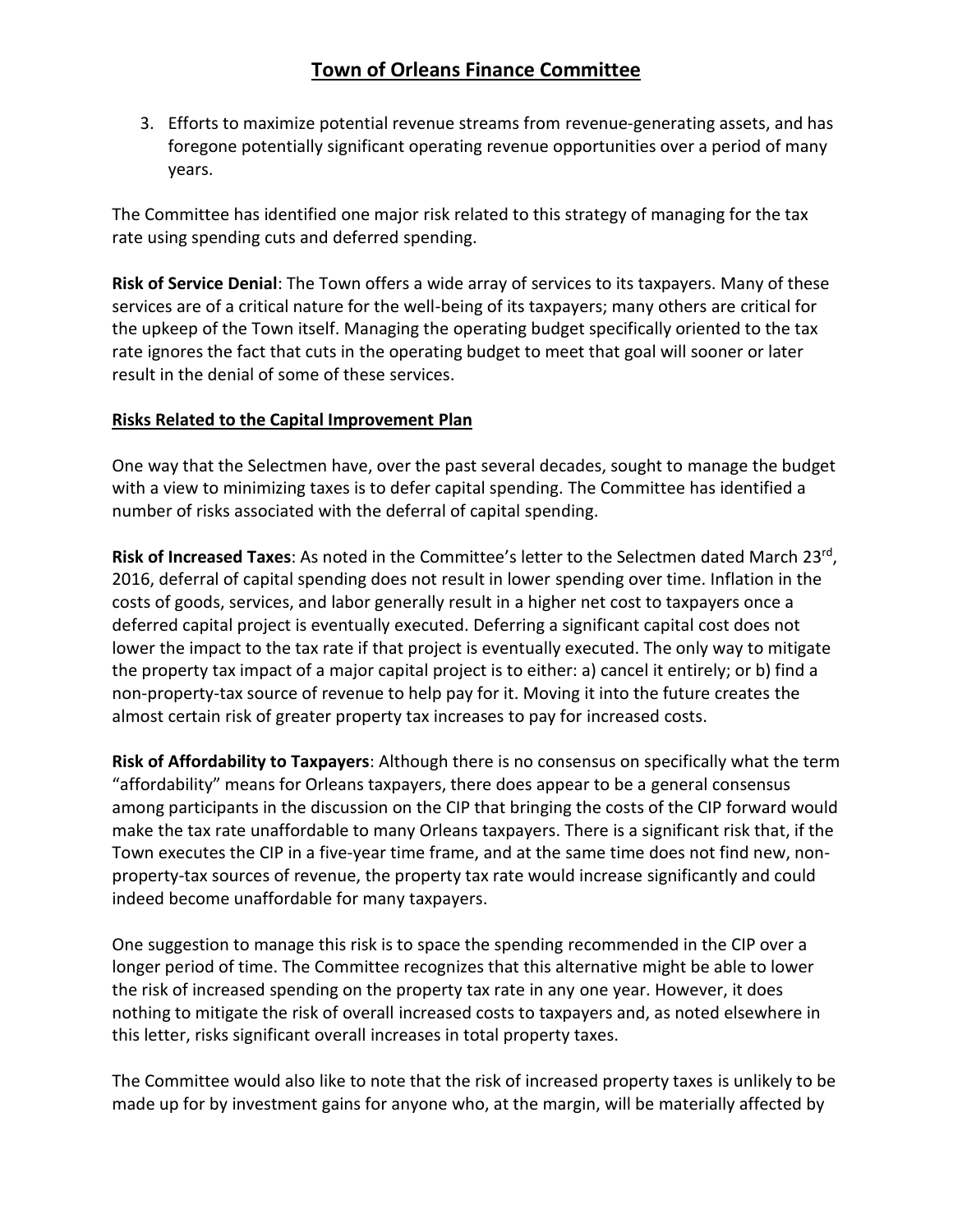3. Efforts to maximize potential revenue streams from revenue-generating assets, and has foregone potentially significant operating revenue opportunities over a period of many years.

The Committee has identified one major risk related to this strategy of managing for the tax rate using spending cuts and deferred spending.

**Risk of Service Denial**: The Town offers a wide array of services to its taxpayers. Many of these services are of a critical nature for the well-being of its taxpayers; many others are critical for the upkeep of the Town itself. Managing the operating budget specifically oriented to the tax rate ignores the fact that cuts in the operating budget to meet that goal will sooner or later result in the denial of some of these services.

**Risks Related to the Capital Improvement Plan**

One way that the Selectmen have, over the past several decades, sought to manage the budget with a view to minimizing taxes is to defer capital spending. The Committee has identified a number of risks associated with the deferral of capital spending.

**Risk of Increased Taxes**: As noted in the Committee's letter to the Selectmen dated March 23rd, 2016, deferral of capital spending does not result in lower spending over time. Inflation in the costs of goods, services, and labor generally result in a higher net cost to taxpayers once a deferred capital project is eventually executed. Deferring a significant capital cost does not lower the impact to the tax rate if that project is eventually executed. The only way to mitigate the property tax impact of a major capital project is to either: a) cancel it entirely; or b) find a non-property-tax source of revenue to help pay for it. Moving it into the future creates the almost certain risk of greater property tax increases to pay for increased costs.

**Risk of Affordability to Taxpayers**: Although there is no consensus on specifically what the term "affordability" means for Orleans taxpayers, there does appear to be a general consensus among participants in the discussion on the CIP that bringing the costs of the CIP forward would make the tax rate unaffordable to many Orleans taxpayers. There is a significant risk that, if the Town executes the CIP in a five-year time frame, and at the same time does not find new, non-property-tax sources of revenue, the property tax rate would increase significantly and could indeed become unaffordable for many taxpayers.

One suggestion to manage this risk is to space the spending recommended in the CIP over a longer period of time. The Committee recognizes that this alternative might be able to lower the risk of increased spending on the property tax rate in any one year. However, it does nothing to mitigate the risk of overall increased costs to taxpayers and, as noted elsewhere in this letter, risks significant overall increases in total property taxes.

The Committee would also like to note that the risk of increased property taxes is unlikely to be made up for by investment gains for anyone who, at the margin, will be materially affected by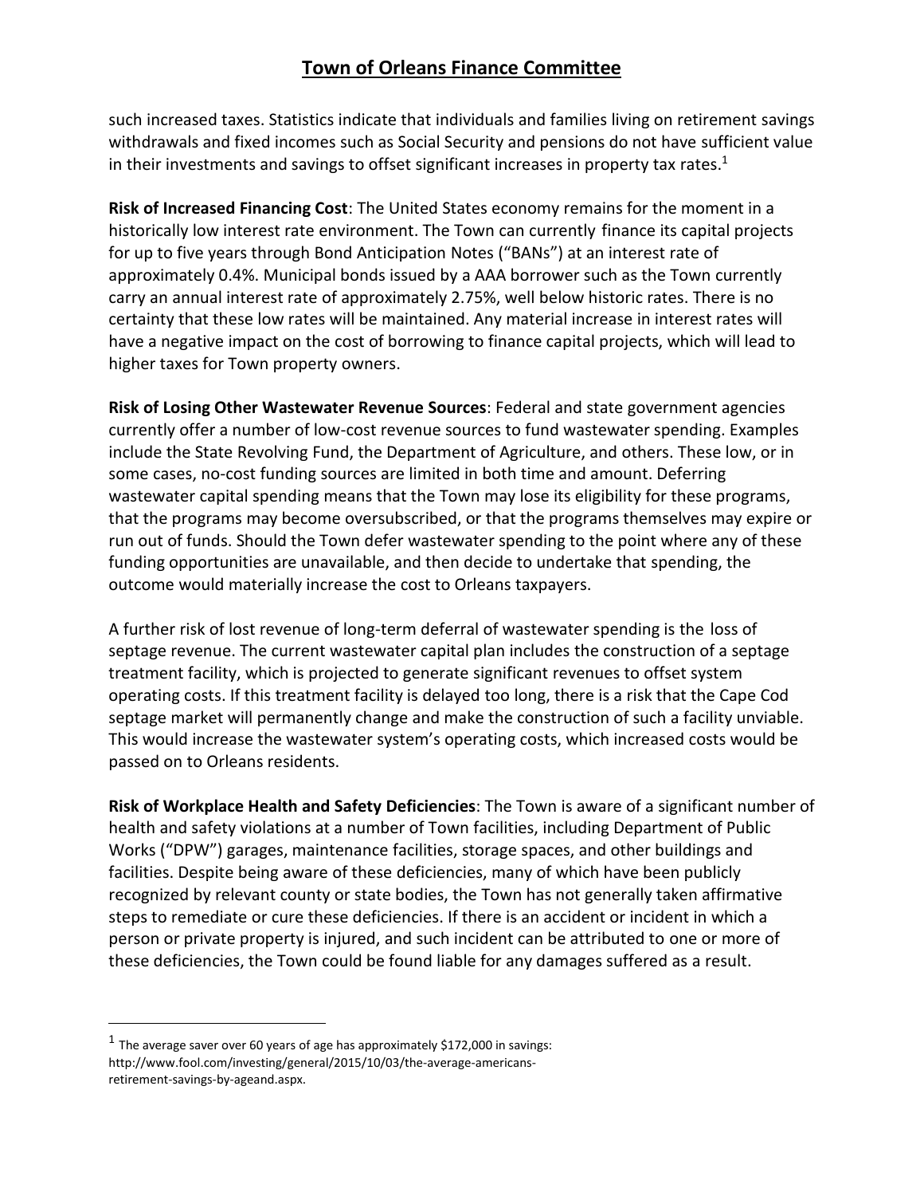such increased taxes. Statistics indicate that individuals and families living on retirement savings withdrawals and fixed incomes such as Social Security and pensions do not have sufficient value in their investments and savings to offset significant increases in property tax rates.[1]

**Risk of Increased Financing Cost**: The United States economy remains for the moment in a historically low interest rate environment. The Town can currently finance its capital projects for up to five years through Bond Anticipation Notes ("BANs") at an interest rate of approximately 0.4%. Municipal bonds issued by a AAA borrower such as the Town currently carry an annual interest rate of approximately 2.75%, well below historic rates. There is no certainty that these low rates will be maintained. Any material increase in interest rates will have a negative impact on the cost of borrowing to finance capital projects, which will lead to higher taxes for Town property owners.

**Risk of Losing Other Wastewater Revenue Sources**: Federal and state government agencies currently offer a number of low-cost revenue sources to fund wastewater spending. Examples include the State Revolving Fund, the Department of Agriculture, and others. These low, or in some cases, no-cost funding sources are limited in both time and amount. Deferring wastewater capital spending means that the Town may lose its eligibility for these programs, that the programs may become oversubscribed, or that the programs themselves may expire or run out of funds. Should the Town defer wastewater spending to the point where any of these funding opportunities are unavailable, and then decide to undertake that spending, the outcome would materially increase the cost to Orleans taxpayers.

A further risk of lost revenue of long-term deferral of wastewater spending is the loss of septage revenue. The current wastewater capital plan includes the construction of a septage treatment facility, which is projected to generate significant revenues to offset system operating costs. If this treatment facility is delayed too long, there is a risk that the Cape Cod septage market will permanently change and make the construction of such a facility unviable. This would increase the wastewater system's operating costs, which increased costs would be passed on to Orleans residents.

**Risk of Workplace Health and Safety Deficiencies**: The Town is aware of a significant number of health and safety violations at a number of Town facilities, including Department of Public Works ("DPW") garages, maintenance facilities, storage spaces, and other buildings and facilities. Despite being aware of these deficiencies, many of which have been publicly recognized by relevant county or state bodies, the Town has not generally taken affirmative steps to remediate or cure these deficiencies. If there is an accident or incident in which a person or private property is injured, and such incident can be attributed to one or more of these deficiencies, the Town could be found liable for any damages suffered as a result.

---

[1] The average saver over 60 years of age has approximately $172,000 in savings: http://www.fool.com/investing/general/2015/10/03/the-average-americans-retirement-savings-by-ageand.aspx.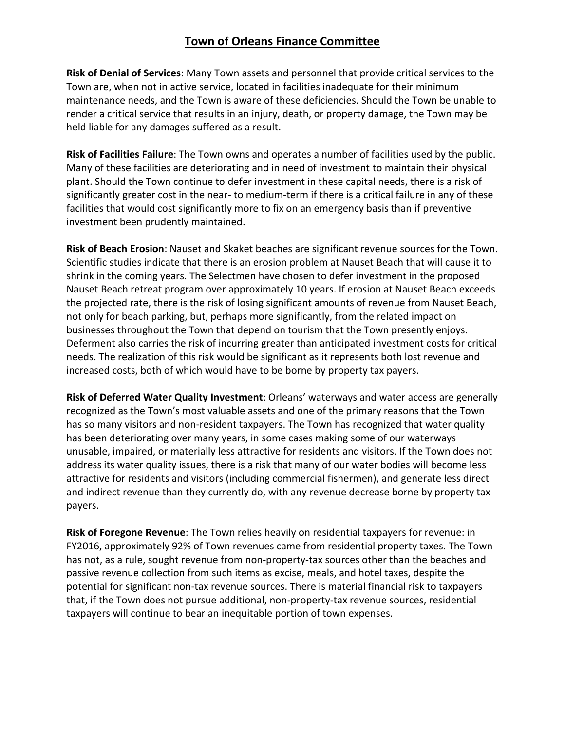# Town of Orleans Finance Committee

**Risk of Denial of Services**: Many Town assets and personnel that provide critical services to the Town are, when not in active service, located in facilities inadequate for their minimum maintenance needs, and the Town is aware of these deficiencies. Should the Town be unable to render a critical service that results in an injury, death, or property damage, the Town may be held liable for any damages suffered as a result.

**Risk of Facilities Failure**: The Town owns and operates a number of facilities used by the public. Many of these facilities are deteriorating and in need of investment to maintain their physical plant. Should the Town continue to defer investment in these capital needs, there is a risk of significantly greater cost in the near- to medium-term if there is a critical failure in any of these facilities that would cost significantly more to fix on an emergency basis than if preventive investment been prudently maintained.

**Risk of Beach Erosion**: Nauset and Skaket beaches are significant revenue sources for the Town. Scientific studies indicate that there is an erosion problem at Nauset Beach that will cause it to shrink in the coming years. The Selectmen have chosen to defer investment in the proposed Nauset Beach retreat program over approximately 10 years. If erosion at Nauset Beach exceeds the projected rate, there is the risk of losing significant amounts of revenue from Nauset Beach, not only for beach parking, but, perhaps more significantly, from the related impact on businesses throughout the Town that depend on tourism that the Town presently enjoys. Deferment also carries the risk of incurring greater than anticipated investment costs for critical needs. The realization of this risk would be significant as it represents both lost revenue and increased costs, both of which would have to be borne by property tax payers.

**Risk of Deferred Water Quality Investment**: Orleans' waterways and water access are generally recognized as the Town's most valuable assets and one of the primary reasons that the Town has so many visitors and non-resident taxpayers. The Town has recognized that water quality has been deteriorating over many years, in some cases making some of our waterways unusable, impaired, or materially less attractive for residents and visitors. If the Town does not address its water quality issues, there is a risk that many of our water bodies will become less attractive for residents and visitors (including commercial fishermen), and generate less direct and indirect revenue than they currently do, with any revenue decrease borne by property tax payers.

**Risk of Foregone Revenue**: The Town relies heavily on residential taxpayers for revenue: in FY2016, approximately 92% of Town revenues came from residential property taxes. The Town has not, as a rule, sought revenue from non-property-tax sources other than the beaches and passive revenue collection from such items as excise, meals, and hotel taxes, despite the potential for significant non-tax revenue sources. There is material financial risk to taxpayers that, if the Town does not pursue additional, non-property-tax revenue sources, residential taxpayers will continue to bear an inequitable portion of town expenses.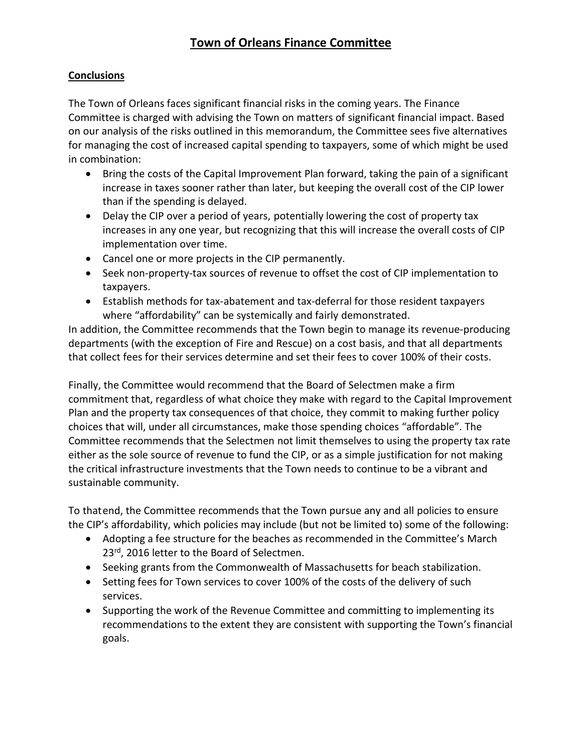# Town of Orleans Finance Committee

**Conclusions**

The Town of Orleans faces significant financial risks in the coming years. The Finance Committee is charged with advising the Town on matters of significant financial impact. Based on our analysis of the risks outlined in this memorandum, the Committee sees five alternatives for managing the cost of increased capital spending to taxpayers, some of which might be used in combination:

- Bring the costs of the Capital Improvement Plan forward, taking the pain of a significant increase in taxes sooner rather than later, but keeping the overall cost of the CIP lower than if the spending is delayed.
- Delay the CIP over a period of years, potentially lowering the cost of property tax increases in any one year, but recognizing that this will increase the overall costs of CIP implementation over time.
- Cancel one or more projects in the CIP permanently.
- Seek non-property-tax sources of revenue to offset the cost of CIP implementation to taxpayers.
- Establish methods for tax-abatement and tax-deferral for those resident taxpayers where "affordability" can be systemically and fairly demonstrated.

In addition, the Committee recommends that the Town begin to manage its revenue-producing departments (with the exception of Fire and Rescue) on a cost basis, and that all departments that collect fees for their services determine and set their fees to cover 100% of their costs.

Finally, the Committee would recommend that the Board of Selectmen make a firm commitment that, regardless of what choice they make with regard to the Capital Improvement Plan and the property tax consequences of that choice, they commit to making further policy choices that will, under all circumstances, make those spending choices "affordable". The Committee recommends that the Selectmen not limit themselves to using the property tax rate either as the sole source of revenue to fund the CIP, or as a simple justification for not making the critical infrastructure investments that the Town needs to continue to be a vibrant and sustainable community.

To that end, the Committee recommends that the Town pursue any and all policies to ensure the CIP's affordability, which policies may include (but not be limited to) some of the following:

- Adopting a fee structure for the beaches as recommended in the Committee's March 23rd, 2016 letter to the Board of Selectmen.
- Seeking grants from the Commonwealth of Massachusetts for beach stabilization.
- Setting fees for Town services to cover 100% of the costs of the delivery of such services.
- Supporting the work of the Revenue Committee and committing to implementing its recommendations to the extent they are consistent with supporting the Town's financial goals.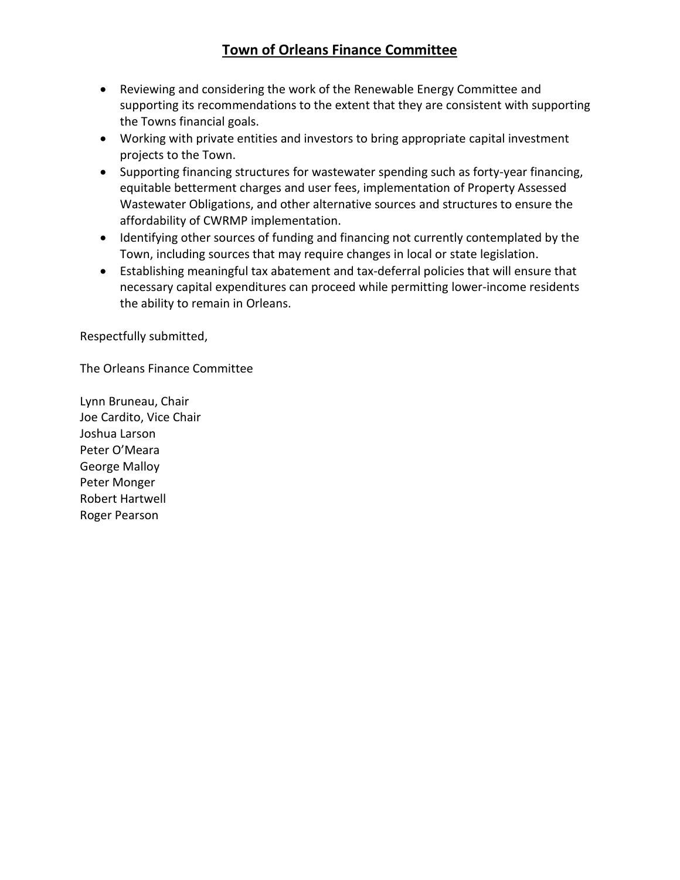- Reviewing and considering the work of the Renewable Energy Committee and supporting its recommendations to the extent that they are consistent with supporting the Towns financial goals.
- Working with private entities and investors to bring appropriate capital investment projects to the Town.
- Supporting financing structures for wastewater spending such as forty-year financing, equitable betterment charges and user fees, implementation of Property Assessed Wastewater Obligations, and other alternative sources and structures to ensure the affordability of CWRMP implementation.
- Identifying other sources of funding and financing not currently contemplated by the Town, including sources that may require changes in local or state legislation.
- Establishing meaningful tax abatement and tax-deferral policies that will ensure that necessary capital expenditures can proceed while permitting lower-income residents the ability to remain in Orleans.

Respectfully submitted,

The Orleans Finance Committee

Lynn Bruneau, Chair
Joe Cardito, Vice Chair
Joshua Larson
Peter O'Meara
George Malloy
Peter Monger
Robert Hartwell
Roger Pearson